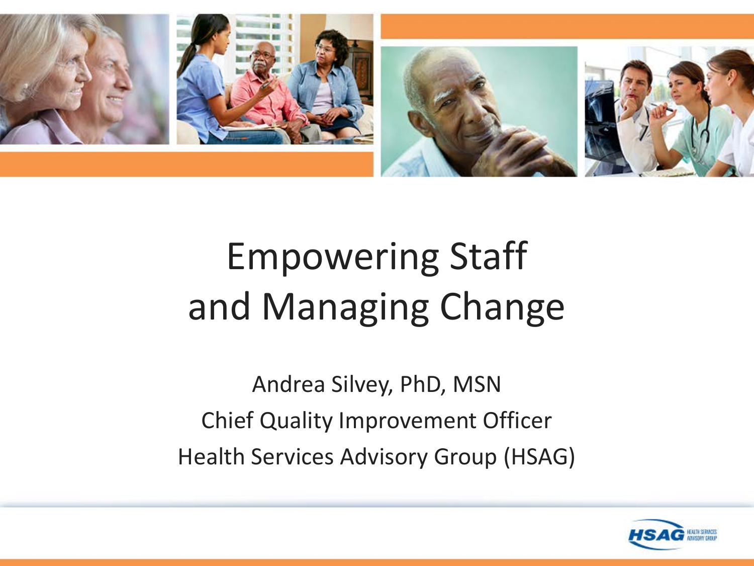# Empowering Staff and Managing Change

Andrea Silvey, PhD, MSN

Chief Quality Improvement Officer

Health Services Advisory Group (HSAG)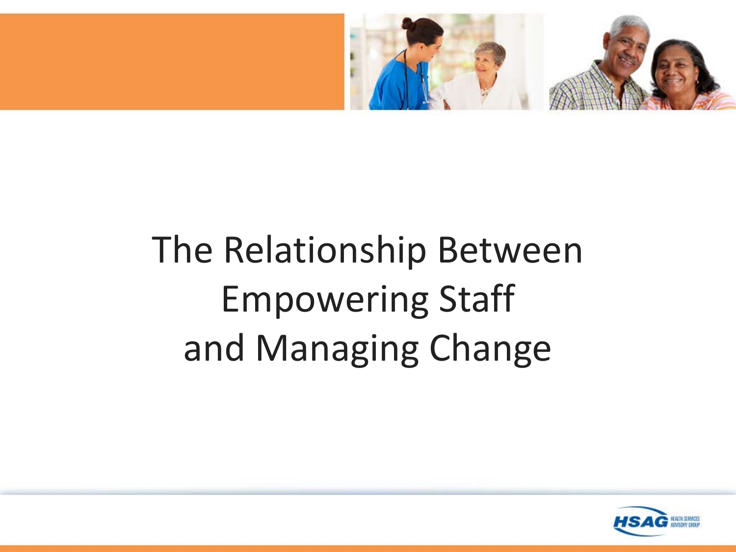# The Relationship Between Empowering Staff and Managing Change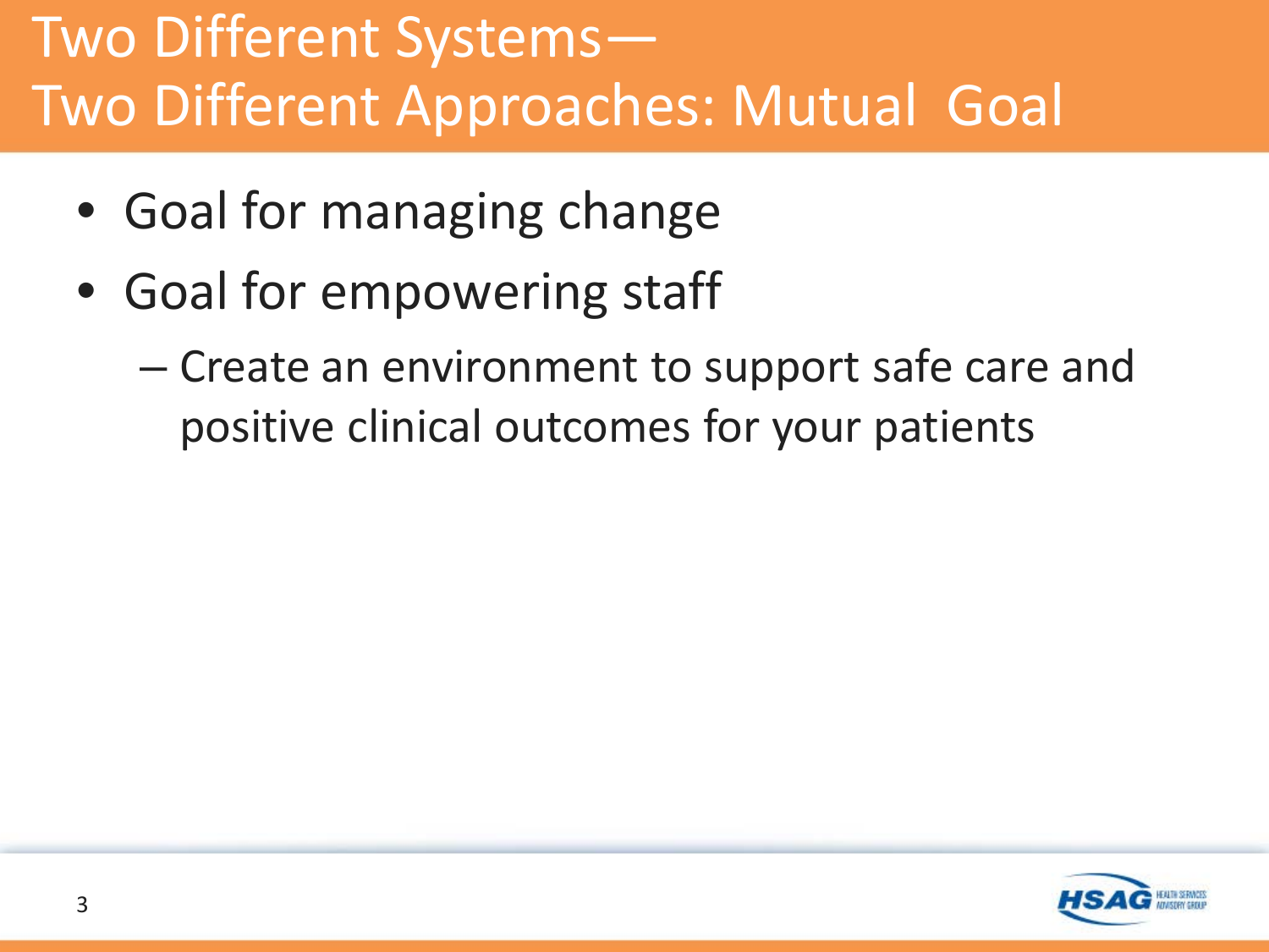# Two Different Systems—
# Two Different Approaches: Mutual Goal

- Goal for managing change
- Goal for empowering staff
  - Create an environment to support safe care and positive clinical outcomes for your patients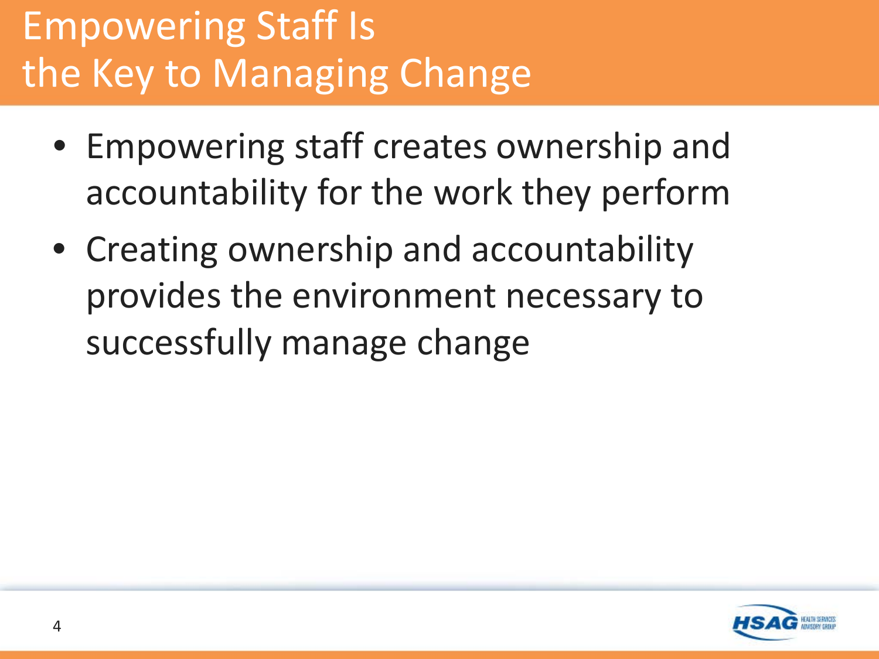# Empowering Staff Is the Key to Managing Change

- Empowering staff creates ownership and accountability for the work they perform
- Creating ownership and accountability provides the environment necessary to successfully manage change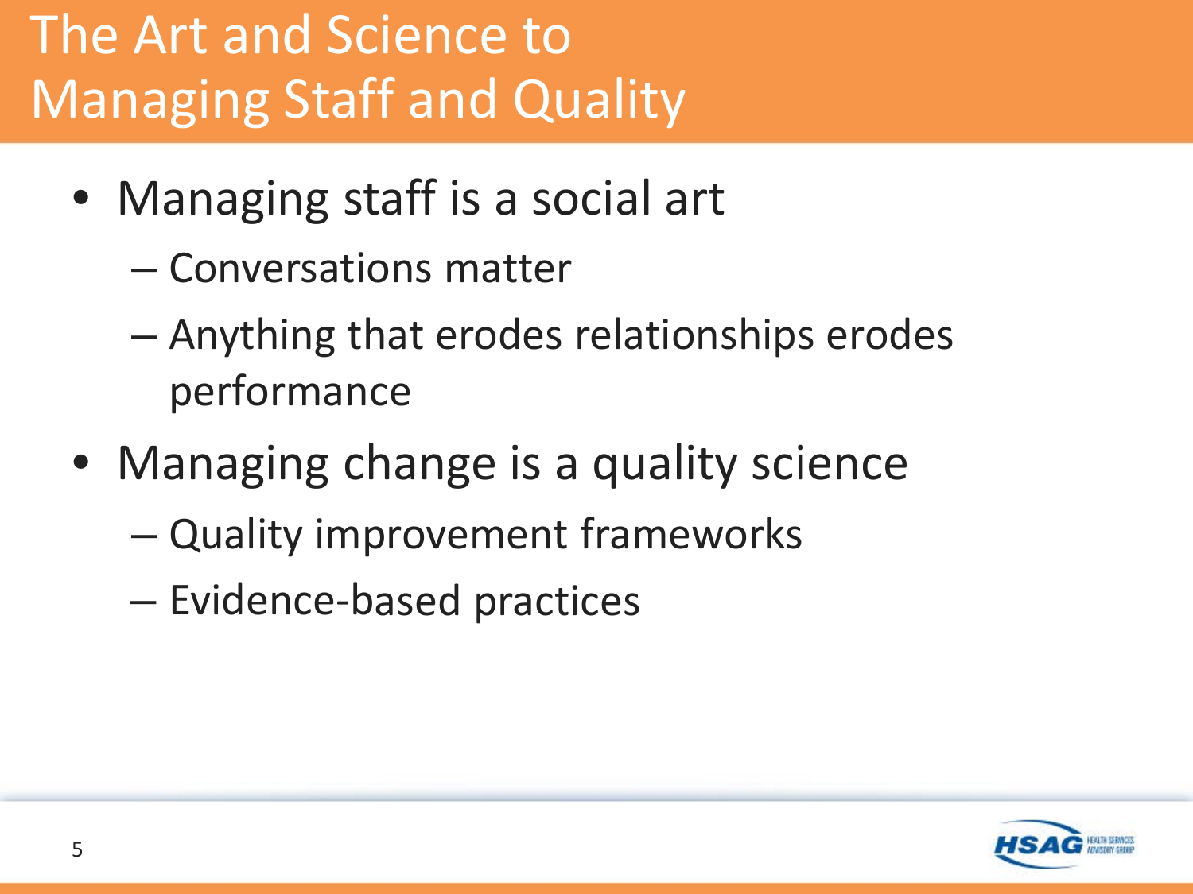# The Art and Science to Managing Staff and Quality

- Managing staff is a social art
  - Conversations matter
  - Anything that erodes relationships erodes performance
- Managing change is a quality science
  - Quality improvement frameworks
  - Evidence-based practices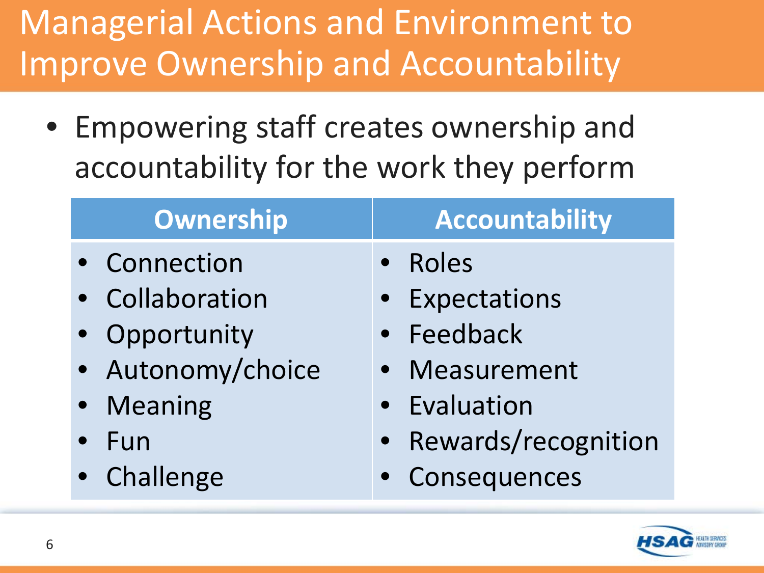# Managerial Actions and Environment to Improve Ownership and Accountability

- Empowering staff creates ownership and accountability for the work they perform

| Ownership | Accountability |
| --- | --- |
| • Connection | • Roles |
| • Collaboration | • Expectations |
| • Opportunity | • Feedback |
| • Autonomy/choice | • Measurement |
| • Meaning | • Evaluation |
| • Fun | • Rewards/recognition |
| • Challenge | • Consequences |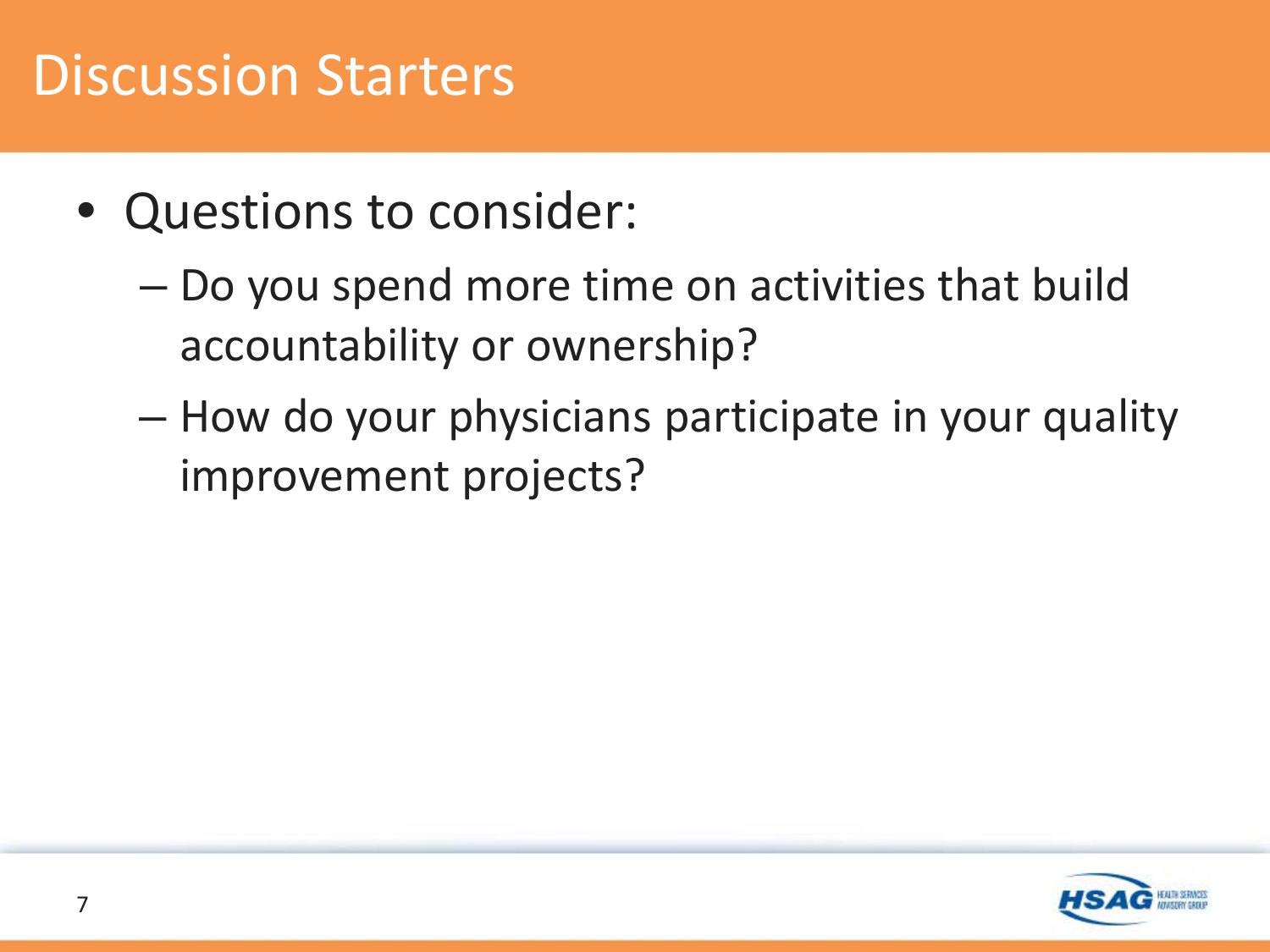# Discussion Starters

- Questions to consider:
  - Do you spend more time on activities that build accountability or ownership?
  - How do your physicians participate in your quality improvement projects?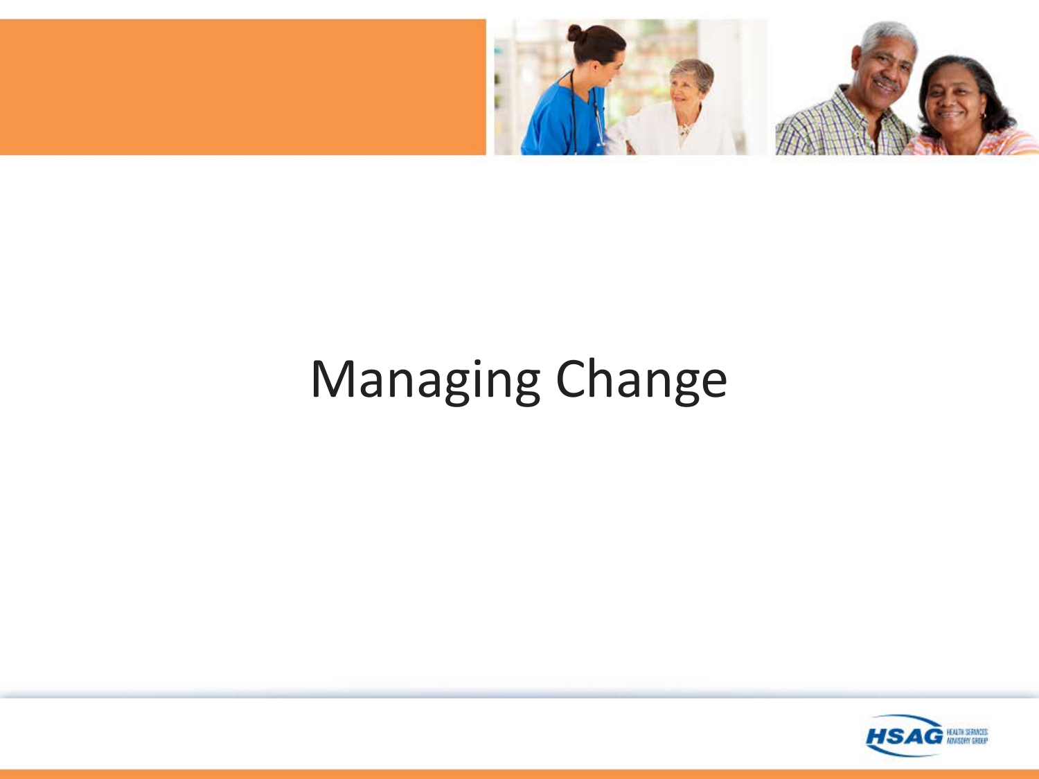# Managing Change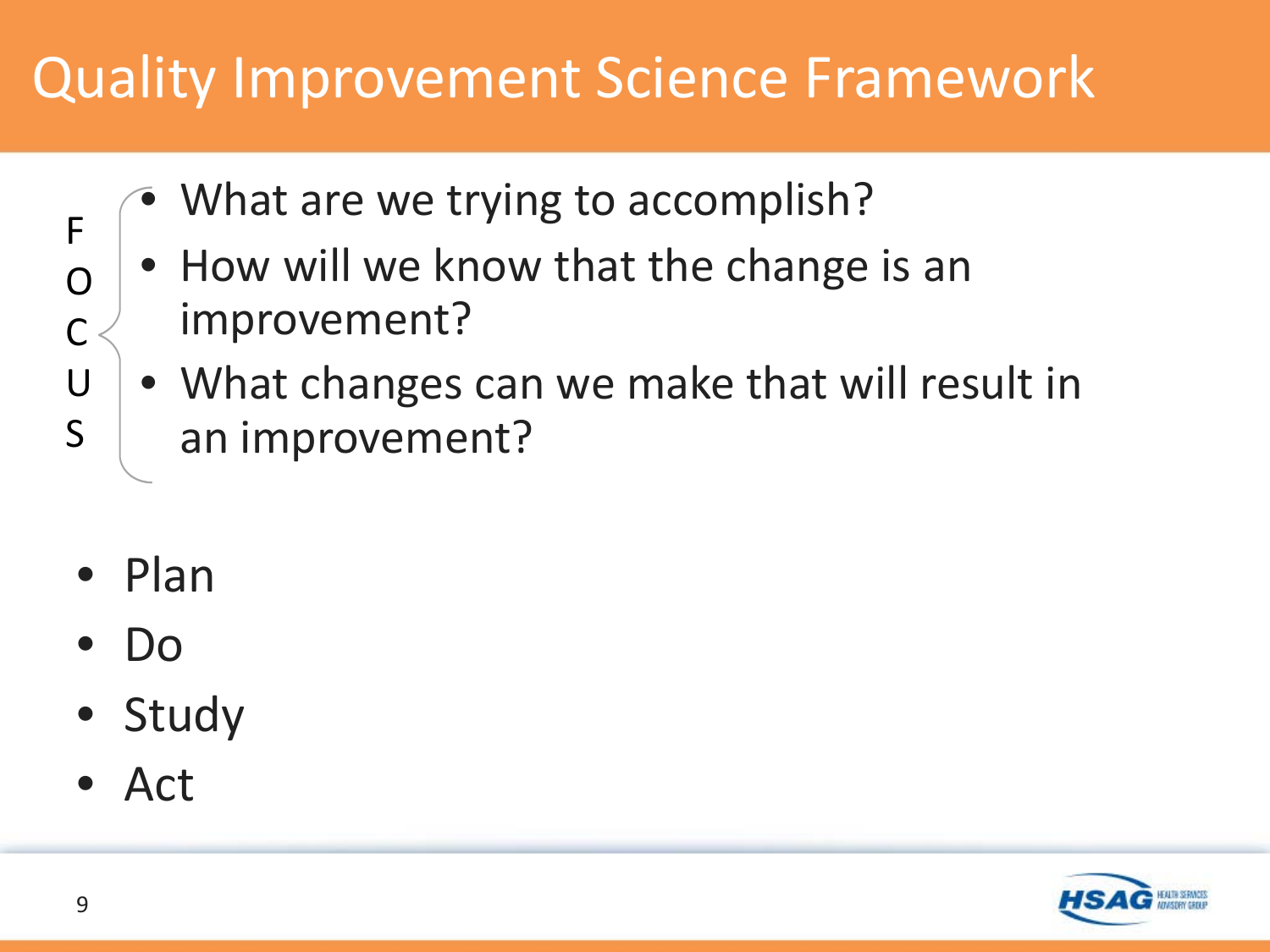# Quality Improvement Science Framework

FOCUS

- What are we trying to accomplish?
- How will we know that the change is an improvement?
- What changes can we make that will result in an improvement?

- Plan
- Do
- Study
- Act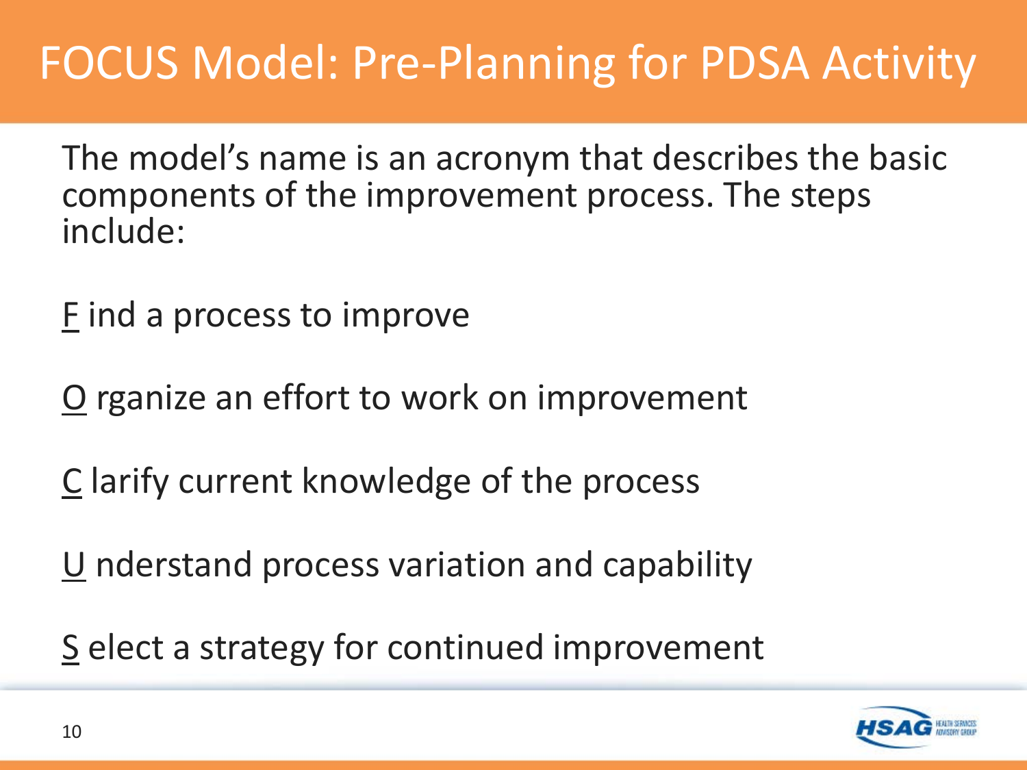# FOCUS Model: Pre-Planning for PDSA Activity

The model's name is an acronym that describes the basic components of the improvement process. The steps include:

<u>F</u> ind a process to improve

<u>O</u> rganize an effort to work on improvement

<u>C</u> larify current knowledge of the process

<u>U</u> nderstand process variation and capability

<u>S</u> elect a strategy for continued improvement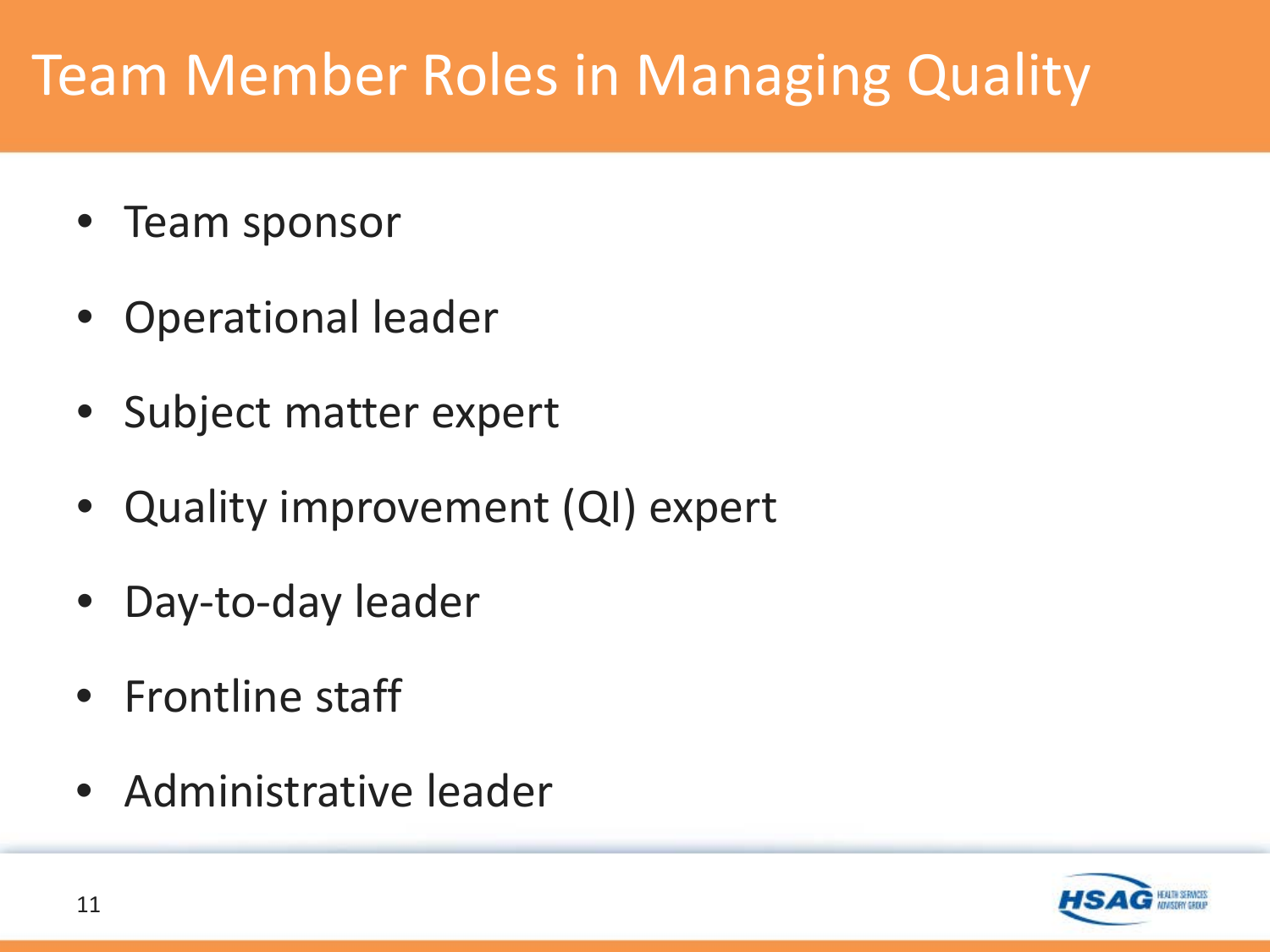# Team Member Roles in Managing Quality

- Team sponsor
- Operational leader
- Subject matter expert
- Quality improvement (QI) expert
- Day-to-day leader
- Frontline staff
- Administrative leader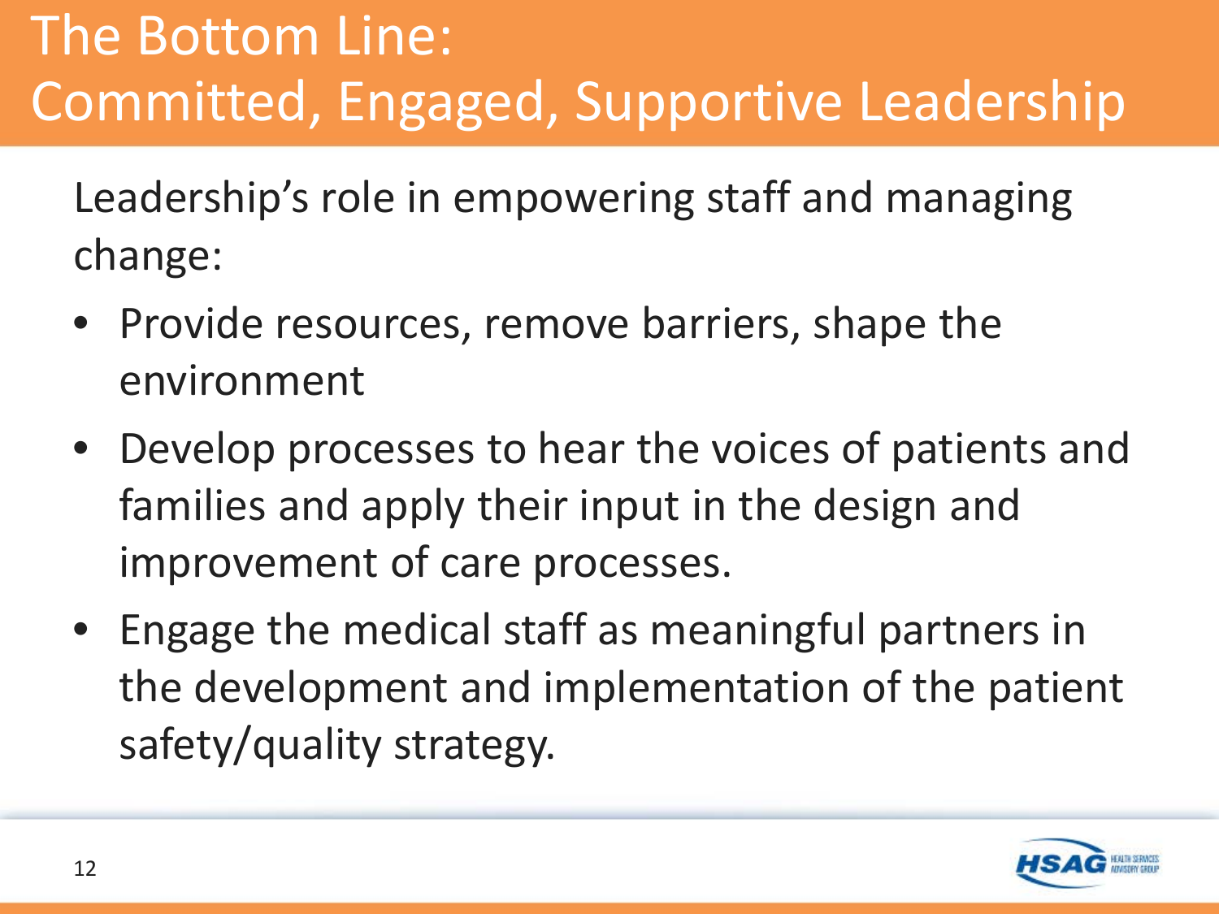# The Bottom Line: Committed, Engaged, Supportive Leadership

Leadership's role in empowering staff and managing change:

- Provide resources, remove barriers, shape the environment
- Develop processes to hear the voices of patients and families and apply their input in the design and improvement of care processes.
- Engage the medical staff as meaningful partners in the development and implementation of the patient safety/quality strategy.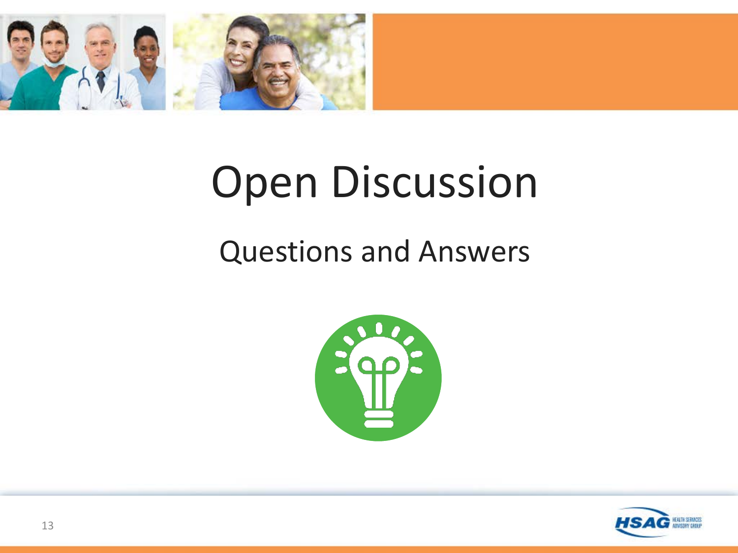# Open Discussion

## Questions and Answers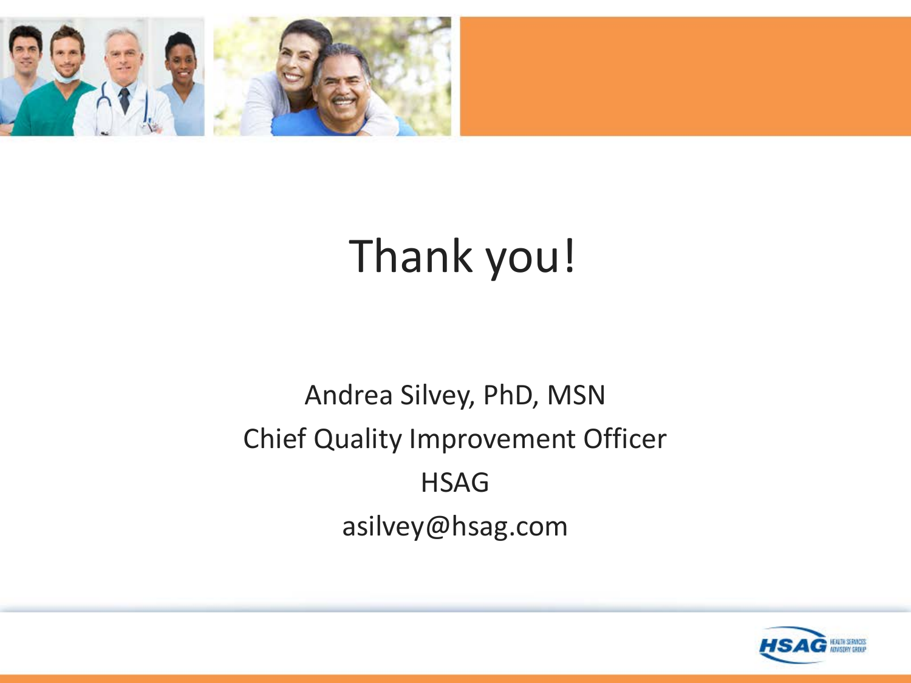# Thank you!

Andrea Silvey, PhD, MSN

Chief Quality Improvement Officer

HSAG

asilvey@hsag.com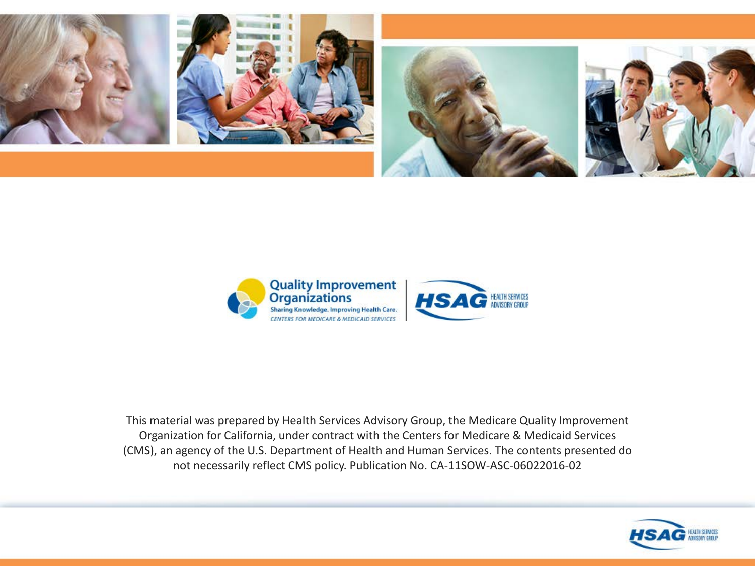This material was prepared by Health Services Advisory Group, the Medicare Quality Improvement Organization for California, under contract with the Centers for Medicare & Medicaid Services (CMS), an agency of the U.S. Department of Health and Human Services. The contents presented do not necessarily reflect CMS policy. Publication No. CA-11SOW-ASC-06022016-02